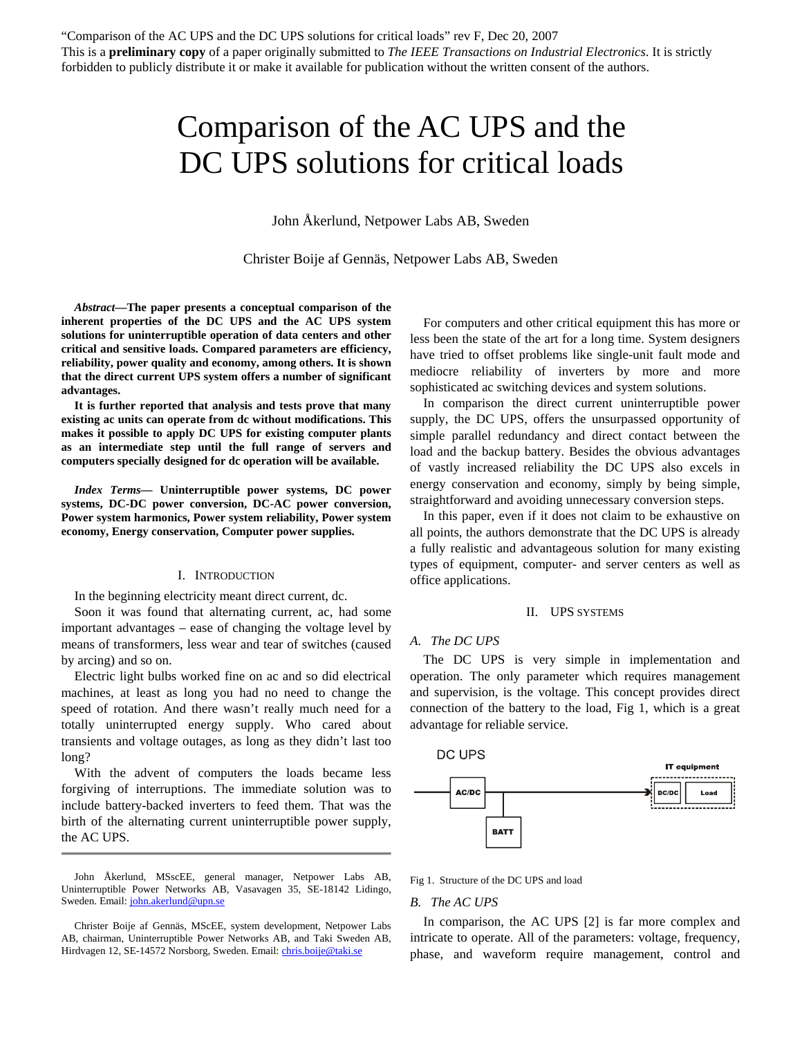"Comparison of the AC UPS and the DC UPS solutions for critical loads" rev F, Dec 20, 2007
This is a **preliminary copy** of a paper originally submitted to *The IEEE Transactions on Industrial Electronics*. It is strictly forbidden to publicly distribute it or make it available for publication without the written consent of the authors.

# Comparison of the AC UPS and the DC UPS solutions for critical loads

John Åkerlund, Netpower Labs AB, Sweden

Christer Boije af Gennäs, Netpower Labs AB, Sweden

***Abstract*—The paper presents a conceptual comparison of the inherent properties of the DC UPS and the AC UPS system solutions for uninterruptible operation of data centers and other critical and sensitive loads. Compared parameters are efficiency, reliability, power quality and economy, among others. It is shown that the direct current UPS system offers a number of significant advantages.**

**It is further reported that analysis and tests prove that many existing ac units can operate from dc without modifications. This makes it possible to apply DC UPS for existing computer plants as an intermediate step until the full range of servers and computers specially designed for dc operation will be available.**

***Index Terms*— Uninterruptible power systems, DC power systems, DC-DC power conversion, DC-AC power conversion, Power system harmonics, Power system reliability, Power system economy, Energy conservation, Computer power supplies.**

## I. Introduction

In the beginning electricity meant direct current, dc.

Soon it was found that alternating current, ac, had some important advantages – ease of changing the voltage level by means of transformers, less wear and tear of switches (caused by arcing) and so on.

Electric light bulbs worked fine on ac and so did electrical machines, at least as long you had no need to change the speed of rotation. And there wasn't really much need for a totally uninterrupted energy supply. Who cared about transients and voltage outages, as long as they didn't last too long?

With the advent of computers the loads became less forgiving of interruptions. The immediate solution was to include battery-backed inverters to feed them. That was the birth of the alternating current uninterruptible power supply, the AC UPS.

For computers and other critical equipment this has more or less been the state of the art for a long time. System designers have tried to offset problems like single-unit fault mode and mediocre reliability of inverters by more and more sophisticated ac switching devices and system solutions.

In comparison the direct current uninterruptible power supply, the DC UPS, offers the unsurpassed opportunity of simple parallel redundancy and direct contact between the load and the backup battery. Besides the obvious advantages of vastly increased reliability the DC UPS also excels in energy conservation and economy, simply by being simple, straightforward and avoiding unnecessary conversion steps.

In this paper, even if it does not claim to be exhaustive on all points, the authors demonstrate that the DC UPS is already a fully realistic and advantageous solution for many existing types of equipment, computer- and server centers as well as office applications.

## II. UPS systems

### A. The DC UPS

The DC UPS is very simple in implementation and operation. The only parameter which requires management and supervision, is the voltage. This concept provides direct connection of the battery to the load, Fig 1, which is a great advantage for reliable service.

Fig 1. Structure of the DC UPS and load

### B. The AC UPS

In comparison, the AC UPS [2] is far more complex and intricate to operate. All of the parameters: voltage, frequency, phase, and waveform require management, control and

---

John Åkerlund, MSscEE, general manager, Netpower Labs AB, Uninterruptible Power Networks AB, Vasavagen 35, SE-18142 Lidingo, Sweden. Email: john.akerlund@upn.se

Christer Boije af Gennäs, MScEE, system development, Netpower Labs AB, chairman, Uninterruptible Power Networks AB, and Taki Sweden AB, Hirdvagen 12, SE-14572 Norsborg, Sweden. Email: chris.boije@taki.se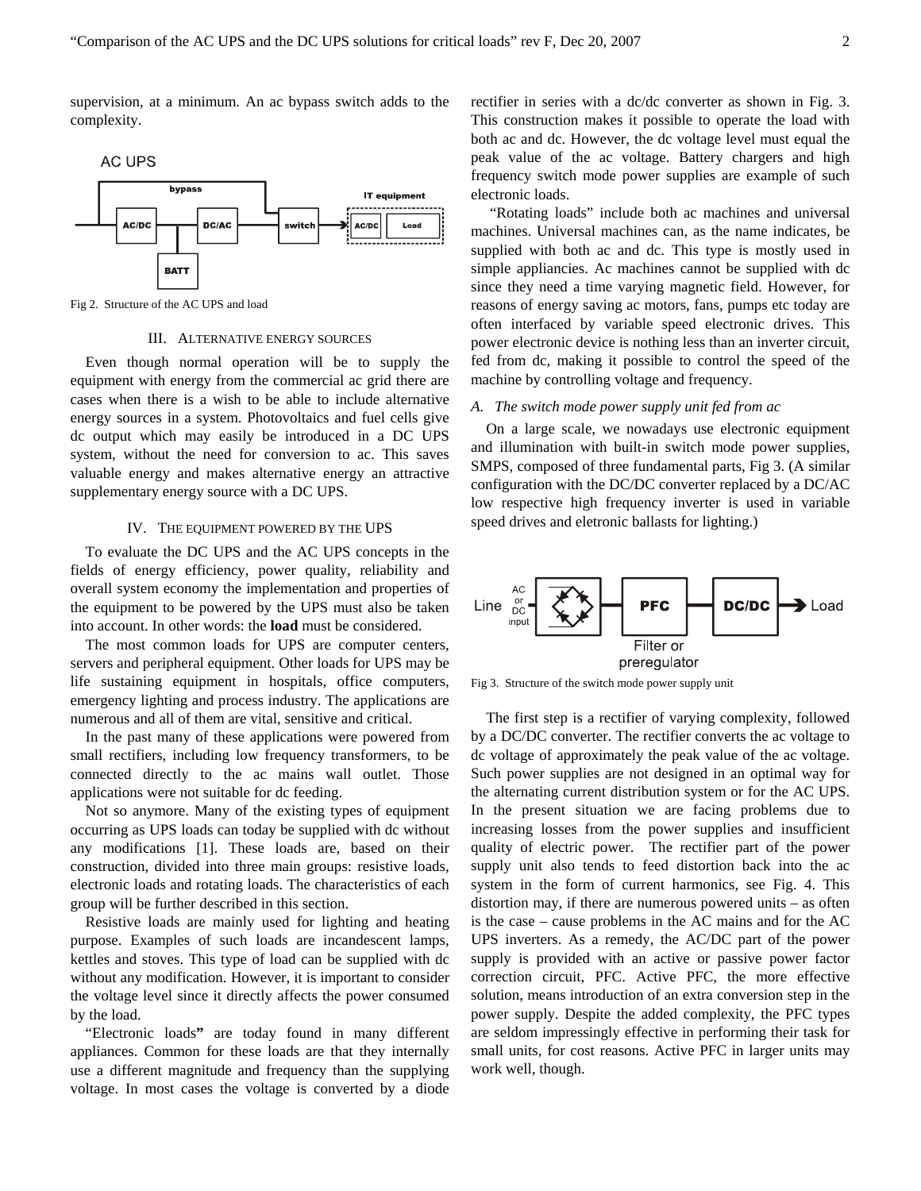supervision, at a minimum. An ac bypass switch adds to the complexity.

Fig 2. Structure of the AC UPS and load

## III. Alternative Energy Sources

Even though normal operation will be to supply the equipment with energy from the commercial ac grid there are cases when there is a wish to be able to include alternative energy sources in a system. Photovoltaics and fuel cells give dc output which may easily be introduced in a DC UPS system, without the need for conversion to ac. This saves valuable energy and makes alternative energy an attractive supplementary energy source with a DC UPS.

## IV. The Equipment Powered by the UPS

To evaluate the DC UPS and the AC UPS concepts in the fields of energy efficiency, power quality, reliability and overall system economy the implementation and properties of the equipment to be powered by the UPS must also be taken into account. In other words: the **load** must be considered.

The most common loads for UPS are computer centers, servers and peripheral equipment. Other loads for UPS may be life sustaining equipment in hospitals, office computers, emergency lighting and process industry. The applications are numerous and all of them are vital, sensitive and critical.

In the past many of these applications were powered from small rectifiers, including low frequency transformers, to be connected directly to the ac mains wall outlet. Those applications were not suitable for dc feeding.

Not so anymore. Many of the existing types of equipment occurring as UPS loads can today be supplied with dc without any modifications [1]. These loads are, based on their construction, divided into three main groups: resistive loads, electronic loads and rotating loads. The characteristics of each group will be further described in this section.

Resistive loads are mainly used for lighting and heating purpose. Examples of such loads are incandescent lamps, kettles and stoves. This type of load can be supplied with dc without any modification. However, it is important to consider the voltage level since it directly affects the power consumed by the load.

"Electronic loads**"** are today found in many different appliances. Common for these loads are that they internally use a different magnitude and frequency than the supplying voltage. In most cases the voltage is converted by a diode rectifier in series with a dc/dc converter as shown in Fig. 3. This construction makes it possible to operate the load with both ac and dc. However, the dc voltage level must equal the peak value of the ac voltage. Battery chargers and high frequency switch mode power supplies are example of such electronic loads.

"Rotating loads" include both ac machines and universal machines. Universal machines can, as the name indicates, be supplied with both ac and dc. This type is mostly used in simple appliancies. Ac machines cannot be supplied with dc since they need a time varying magnetic field. However, for reasons of energy saving ac motors, fans, pumps etc today are often interfaced by variable speed electronic drives. This power electronic device is nothing less than an inverter circuit, fed from dc, making it possible to control the speed of the machine by controlling voltage and frequency.

### *A. The switch mode power supply unit fed from ac*

On a large scale, we nowadays use electronic equipment and illumination with built-in switch mode power supplies, SMPS, composed of three fundamental parts, Fig 3. (A similar configuration with the DC/DC converter replaced by a DC/AC low respective high frequency inverter is used in variable speed drives and eletronic ballasts for lighting.)

Fig 3. Structure of the switch mode power supply unit

The first step is a rectifier of varying complexity, followed by a DC/DC converter. The rectifier converts the ac voltage to dc voltage of approximately the peak value of the ac voltage. Such power supplies are not designed in an optimal way for the alternating current distribution system or for the AC UPS. In the present situation we are facing problems due to increasing losses from the power supplies and insufficient quality of electric power. The rectifier part of the power supply unit also tends to feed distortion back into the ac system in the form of current harmonics, see Fig. 4. This distortion may, if there are numerous powered units – as often is the case – cause problems in the AC mains and for the AC UPS inverters. As a remedy, the AC/DC part of the power supply is provided with an active or passive power factor correction circuit, PFC. Active PFC, the more effective solution, means introduction of an extra conversion step in the power supply. Despite the added complexity, the PFC types are seldom impressingly effective in performing their task for small units, for cost reasons. Active PFC in larger units may work well, though.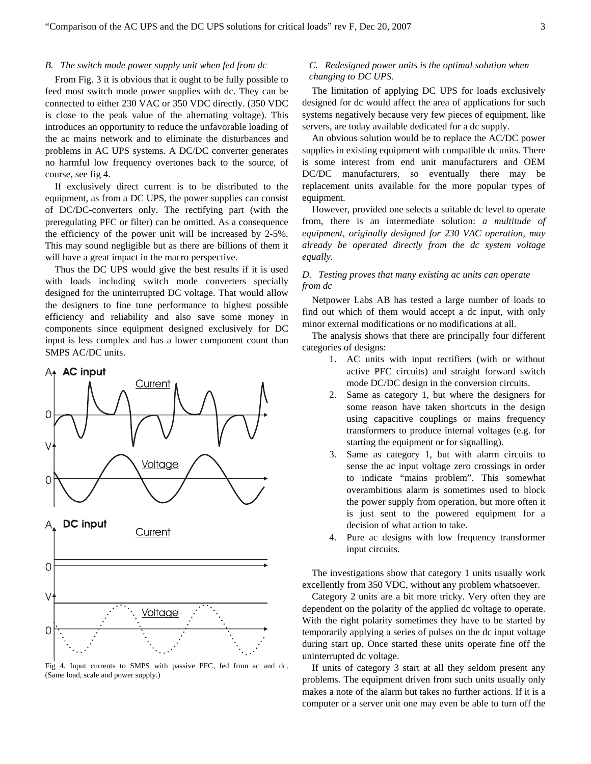### B. The switch mode power supply unit when fed from dc

From Fig. 3 it is obvious that it ought to be fully possible to feed most switch mode power supplies with dc. They can be connected to either 230 VAC or 350 VDC directly. (350 VDC is close to the peak value of the alternating voltage). This introduces an opportunity to reduce the unfavorable loading of the ac mains network and to eliminate the disturbances and problems in AC UPS systems. A DC/DC converter generates no harmful low frequency overtones back to the source, of course, see fig 4.

If exclusively direct current is to be distributed to the equipment, as from a DC UPS, the power supplies can consist of DC/DC-converters only. The rectifying part (with the preregulating PFC or filter) can be omitted. As a consequence the efficiency of the power unit will be increased by 2-5%. This may sound negligible but as there are billions of them it will have a great impact in the macro perspective.

Thus the DC UPS would give the best results if it is used with loads including switch mode converters specially designed for the uninterrupted DC voltage. That would allow the designers to fine tune performance to highest possible efficiency and reliability and also save some money in components since equipment designed exclusively for DC input is less complex and has a lower component count than SMPS AC/DC units.

Fig 4. Input currents to SMPS with passive PFC, fed from ac and dc. (Same load, scale and power supply.)

### C. Redesigned power units is the optimal solution when changing to DC UPS.

The limitation of applying DC UPS for loads exclusively designed for dc would affect the area of applications for such systems negatively because very few pieces of equipment, like servers, are today available dedicated for a dc supply.

An obvious solution would be to replace the AC/DC power supplies in existing equipment with compatible dc units. There is some interest from end unit manufacturers and OEM DC/DC manufacturers, so eventually there may be replacement units available for the more popular types of equipment.

However, provided one selects a suitable dc level to operate from, there is an intermediate solution: *a multitude of equipment, originally designed for 230 VAC operation, may already be operated directly from the dc system voltage equally.*

### D. Testing proves that many existing ac units can operate from dc

Netpower Labs AB has tested a large number of loads to find out which of them would accept a dc input, with only minor external modifications or no modifications at all.

The analysis shows that there are principally four different categories of designs:

1. AC units with input rectifiers (with or without active PFC circuits) and straight forward switch mode DC/DC design in the conversion circuits.
2. Same as category 1, but where the designers for some reason have taken shortcuts in the design using capacitive couplings or mains frequency transformers to produce internal voltages (e.g. for starting the equipment or for signalling).
3. Same as category 1, but with alarm circuits to sense the ac input voltage zero crossings in order to indicate "mains problem". This somewhat overambitious alarm is sometimes used to block the power supply from operation, but more often it is just sent to the powered equipment for a decision of what action to take.
4. Pure ac designs with low frequency transformer input circuits.

The investigations show that category 1 units usually work excellently from 350 VDC, without any problem whatsoever.

Category 2 units are a bit more tricky. Very often they are dependent on the polarity of the applied dc voltage to operate. With the right polarity sometimes they have to be started by temporarily applying a series of pulses on the dc input voltage during start up. Once started these units operate fine off the uninterrupted dc voltage.

If units of category 3 start at all they seldom present any problems. The equipment driven from such units usually only makes a note of the alarm but takes no further actions. If it is a computer or a server unit one may even be able to turn off the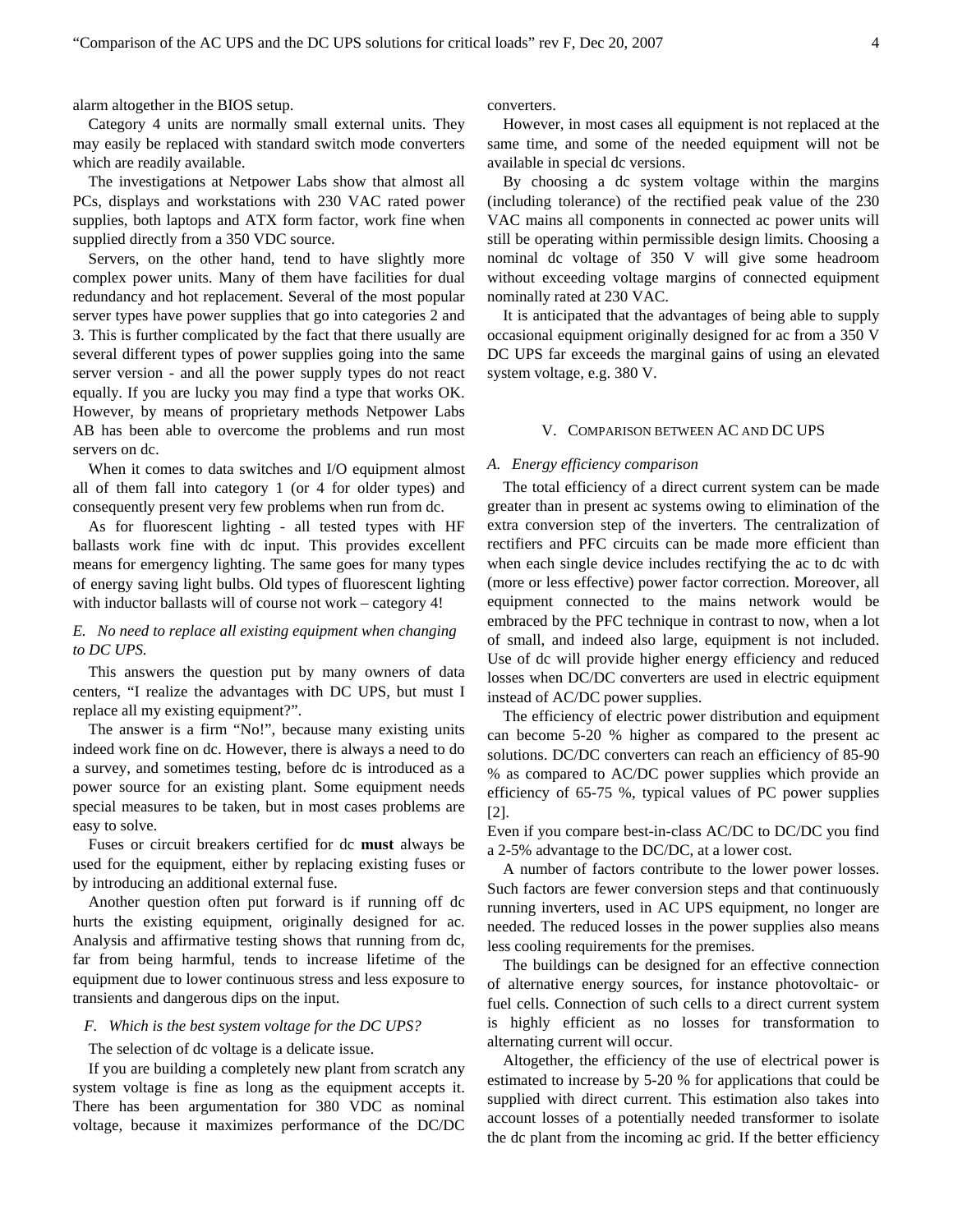alarm altogether in the BIOS setup.

Category 4 units are normally small external units. They may easily be replaced with standard switch mode converters which are readily available.

The investigations at Netpower Labs show that almost all PCs, displays and workstations with 230 VAC rated power supplies, both laptops and ATX form factor, work fine when supplied directly from a 350 VDC source.

Servers, on the other hand, tend to have slightly more complex power units. Many of them have facilities for dual redundancy and hot replacement. Several of the most popular server types have power supplies that go into categories 2 and 3. This is further complicated by the fact that there usually are several different types of power supplies going into the same server version - and all the power supply types do not react equally. If you are lucky you may find a type that works OK. However, by means of proprietary methods Netpower Labs AB has been able to overcome the problems and run most servers on dc.

When it comes to data switches and I/O equipment almost all of them fall into category 1 (or 4 for older types) and consequently present very few problems when run from dc.

As for fluorescent lighting - all tested types with HF ballasts work fine with dc input. This provides excellent means for emergency lighting. The same goes for many types of energy saving light bulbs. Old types of fluorescent lighting with inductor ballasts will of course not work – category 4!

### *E. No need to replace all existing equipment when changing to DC UPS.*

This answers the question put by many owners of data centers, "I realize the advantages with DC UPS, but must I replace all my existing equipment?".

The answer is a firm "No!", because many existing units indeed work fine on dc. However, there is always a need to do a survey, and sometimes testing, before dc is introduced as a power source for an existing plant. Some equipment needs special measures to be taken, but in most cases problems are easy to solve.

Fuses or circuit breakers certified for dc **must** always be used for the equipment, either by replacing existing fuses or by introducing an additional external fuse.

Another question often put forward is if running off dc hurts the existing equipment, originally designed for ac. Analysis and affirmative testing shows that running from dc, far from being harmful, tends to increase lifetime of the equipment due to lower continuous stress and less exposure to transients and dangerous dips on the input.

### *F. Which is the best system voltage for the DC UPS?*

The selection of dc voltage is a delicate issue.

If you are building a completely new plant from scratch any system voltage is fine as long as the equipment accepts it. There has been argumentation for 380 VDC as nominal voltage, because it maximizes performance of the DC/DC converters.

However, in most cases all equipment is not replaced at the same time, and some of the needed equipment will not be available in special dc versions.

By choosing a dc system voltage within the margins (including tolerance) of the rectified peak value of the 230 VAC mains all components in connected ac power units will still be operating within permissible design limits. Choosing a nominal dc voltage of 350 V will give some headroom without exceeding voltage margins of connected equipment nominally rated at 230 VAC.

It is anticipated that the advantages of being able to supply occasional equipment originally designed for ac from a 350 V DC UPS far exceeds the marginal gains of using an elevated system voltage, e.g. 380 V.

## V. Comparison between AC and DC UPS

### *A. Energy efficiency comparison*

The total efficiency of a direct current system can be made greater than in present ac systems owing to elimination of the extra conversion step of the inverters. The centralization of rectifiers and PFC circuits can be made more efficient than when each single device includes rectifying the ac to dc with (more or less effective) power factor correction. Moreover, all equipment connected to the mains network would be embraced by the PFC technique in contrast to now, when a lot of small, and indeed also large, equipment is not included. Use of dc will provide higher energy efficiency and reduced losses when DC/DC converters are used in electric equipment instead of AC/DC power supplies.

The efficiency of electric power distribution and equipment can become 5-20 % higher as compared to the present ac solutions. DC/DC converters can reach an efficiency of 85-90 % as compared to AC/DC power supplies which provide an efficiency of 65-75 %, typical values of PC power supplies [2].

Even if you compare best-in-class AC/DC to DC/DC you find a 2-5% advantage to the DC/DC, at a lower cost.

A number of factors contribute to the lower power losses. Such factors are fewer conversion steps and that continuously running inverters, used in AC UPS equipment, no longer are needed. The reduced losses in the power supplies also means less cooling requirements for the premises.

The buildings can be designed for an effective connection of alternative energy sources, for instance photovoltaic- or fuel cells. Connection of such cells to a direct current system is highly efficient as no losses for transformation to alternating current will occur.

Altogether, the efficiency of the use of electrical power is estimated to increase by 5-20 % for applications that could be supplied with direct current. This estimation also takes into account losses of a potentially needed transformer to isolate the dc plant from the incoming ac grid. If the better efficiency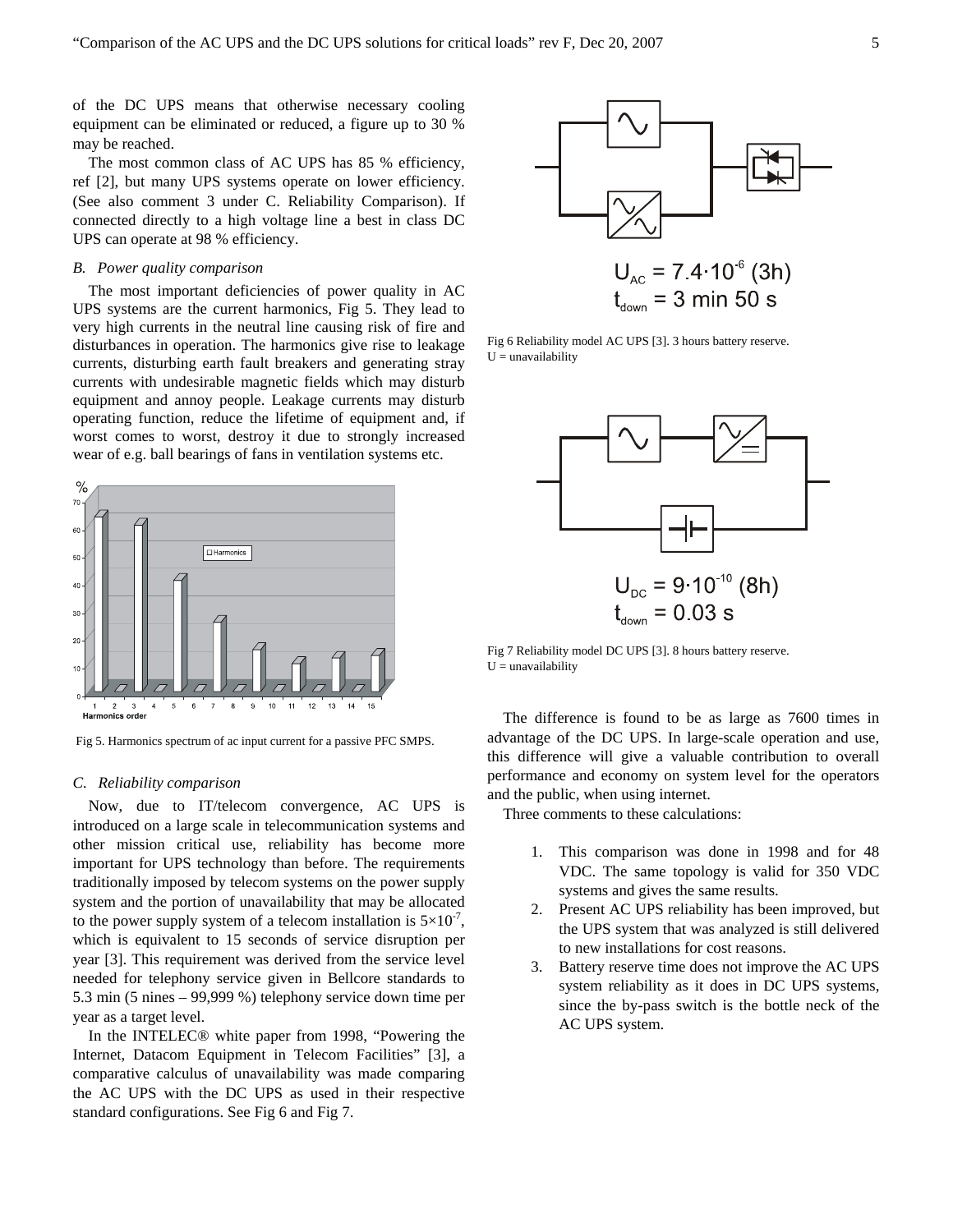of the DC UPS means that otherwise necessary cooling equipment can be eliminated or reduced, a figure up to 30 % may be reached.

The most common class of AC UPS has 85 % efficiency, ref [2], but many UPS systems operate on lower efficiency. (See also comment 3 under C. Reliability Comparison). If connected directly to a high voltage line a best in class DC UPS can operate at 98 % efficiency.

### *B. Power quality comparison*

The most important deficiencies of power quality in AC UPS systems are the current harmonics, Fig 5. They lead to very high currents in the neutral line causing risk of fire and disturbances in operation. The harmonics give rise to leakage currents, disturbing earth fault breakers and generating stray currents with undesirable magnetic fields which may disturb equipment and annoy people. Leakage currents may disturb operating function, reduce the lifetime of equipment and, if worst comes to worst, destroy it due to strongly increased wear of e.g. ball bearings of fans in ventilation systems etc.

Fig 5. Harmonics spectrum of ac input current for a passive PFC SMPS.

### *C. Reliability comparison*

Now, due to IT/telecom convergence, AC UPS is introduced on a large scale in telecommunication systems and other mission critical use, reliability has become more important for UPS technology than before. The requirements traditionally imposed by telecom systems on the power supply system and the portion of unavailability that may be allocated to the power supply system of a telecom installation is $5\times10^{-7}$, which is equivalent to 15 seconds of service disruption per year [3]. This requirement was derived from the service level needed for telephony service given in Bellcore standards to 5.3 min (5 nines – 99,999 %) telephony service down time per year as a target level.

In the INTELEC® white paper from 1998, "Powering the Internet, Datacom Equipment in Telecom Facilities" [3], a comparative calculus of unavailability was made comparing the AC UPS with the DC UPS as used in their respective standard configurations. See Fig 6 and Fig 7.

$U_{AC} = 7.4\cdot10^{-6}$ (3h)
$t_{down}$ = 3 min 50 s

Fig 6 Reliability model AC UPS [3]. 3 hours battery reserve.
U = unavailability

$U_{DC} = 9\cdot10^{-10}$ (8h)
$t_{down}$ = 0.03 s

Fig 7 Reliability model DC UPS [3]. 8 hours battery reserve.
U = unavailability

The difference is found to be as large as 7600 times in advantage of the DC UPS. In large-scale operation and use, this difference will give a valuable contribution to overall performance and economy on system level for the operators and the public, when using internet.

Three comments to these calculations:

1. This comparison was done in 1998 and for 48 VDC. The same topology is valid for 350 VDC systems and gives the same results.
2. Present AC UPS reliability has been improved, but the UPS system that was analyzed is still delivered to new installations for cost reasons.
3. Battery reserve time does not improve the AC UPS system reliability as it does in DC UPS systems, since the by-pass switch is the bottle neck of the AC UPS system.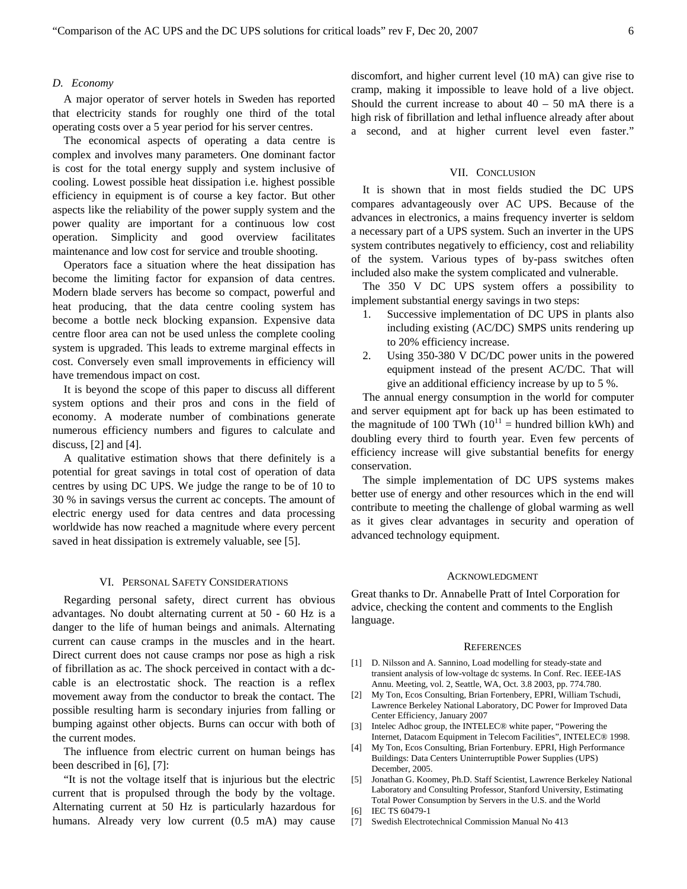### D. Economy

A major operator of server hotels in Sweden has reported that electricity stands for roughly one third of the total operating costs over a 5 year period for his server centres.

The economical aspects of operating a data centre is complex and involves many parameters. One dominant factor is cost for the total energy supply and system inclusive of cooling. Lowest possible heat dissipation i.e. highest possible efficiency in equipment is of course a key factor. But other aspects like the reliability of the power supply system and the power quality are important for a continuous low cost operation. Simplicity and good overview facilitates maintenance and low cost for service and trouble shooting.

Operators face a situation where the heat dissipation has become the limiting factor for expansion of data centres. Modern blade servers has become so compact, powerful and heat producing, that the data centre cooling system has become a bottle neck blocking expansion. Expensive data centre floor area can not be used unless the complete cooling system is upgraded. This leads to extreme marginal effects in cost. Conversely even small improvements in efficiency will have tremendous impact on cost.

It is beyond the scope of this paper to discuss all different system options and their pros and cons in the field of economy. A moderate number of combinations generate numerous efficiency numbers and figures to calculate and discuss, [2] and [4].

A qualitative estimation shows that there definitely is a potential for great savings in total cost of operation of data centres by using DC UPS. We judge the range to be of 10 to 30 % in savings versus the current ac concepts. The amount of electric energy used for data centres and data processing worldwide has now reached a magnitude where every percent saved in heat dissipation is extremely valuable, see [5].

## VI. Personal Safety Considerations

Regarding personal safety, direct current has obvious advantages. No doubt alternating current at 50 - 60 Hz is a danger to the life of human beings and animals. Alternating current can cause cramps in the muscles and in the heart. Direct current does not cause cramps nor pose as high a risk of fibrillation as ac. The shock perceived in contact with a dc-cable is an electrostatic shock. The reaction is a reflex movement away from the conductor to break the contact. The possible resulting harm is secondary injuries from falling or bumping against other objects. Burns can occur with both of the current modes.

The influence from electric current on human beings has been described in [6], [7]:

"It is not the voltage itself that is injurious but the electric current that is propulsed through the body by the voltage. Alternating current at 50 Hz is particularly hazardous for humans. Already very low current (0.5 mA) may cause discomfort, and higher current level (10 mA) can give rise to cramp, making it impossible to leave hold of a live object. Should the current increase to about 40 – 50 mA there is a high risk of fibrillation and lethal influence already after about a second, and at higher current level even faster."

## VII. Conclusion

It is shown that in most fields studied the DC UPS compares advantageously over AC UPS. Because of the advances in electronics, a mains frequency inverter is seldom a necessary part of a UPS system. Such an inverter in the UPS system contributes negatively to efficiency, cost and reliability of the system. Various types of by-pass switches often included also make the system complicated and vulnerable.

The 350 V DC UPS system offers a possibility to implement substantial energy savings in two steps:

1. Successive implementation of DC UPS in plants also including existing (AC/DC) SMPS units rendering up to 20% efficiency increase.
2. Using 350-380 V DC/DC power units in the powered equipment instead of the present AC/DC. That will give an additional efficiency increase by up to 5 %.

The annual energy consumption in the world for computer and server equipment apt for back up has been estimated to the magnitude of 100 TWh ($10^{11}$ = hundred billion kWh) and doubling every third to fourth year. Even few percents of efficiency increase will give substantial benefits for energy conservation.

The simple implementation of DC UPS systems makes better use of energy and other resources which in the end will contribute to meeting the challenge of global warming as well as it gives clear advantages in security and operation of advanced technology equipment.

## Acknowledgment

Great thanks to Dr. Annabelle Pratt of Intel Corporation for advice, checking the content and comments to the English language.

## References

[1] D. Nilsson and A. Sannino, Load modelling for steady-state and transient analysis of low-voltage dc systems. In Conf. Rec. IEEE-IAS Annu. Meeting, vol. 2, Seattle, WA, Oct. 3.8 2003, pp. 774.780.

[2] My Ton, Ecos Consulting, Brian Fortenbery, EPRI, William Tschudi, Lawrence Berkeley National Laboratory, DC Power for Improved Data Center Efficiency, January 2007

[3] Intelec Adhoc group, the INTELEC® white paper, "Powering the Internet, Datacom Equipment in Telecom Facilities", INTELEC® 1998.

[4] My Ton, Ecos Consulting, Brian Fortenbury. EPRI, High Performance Buildings: Data Centers Uninterruptible Power Supplies (UPS) December, 2005.

[5] Jonathan G. Koomey, Ph.D. Staff Scientist, Lawrence Berkeley National Laboratory and Consulting Professor, Stanford University, Estimating Total Power Consumption by Servers in the U.S. and the World

[6] IEC TS 60479-1

[7] Swedish Electrotechnical Commission Manual No 413